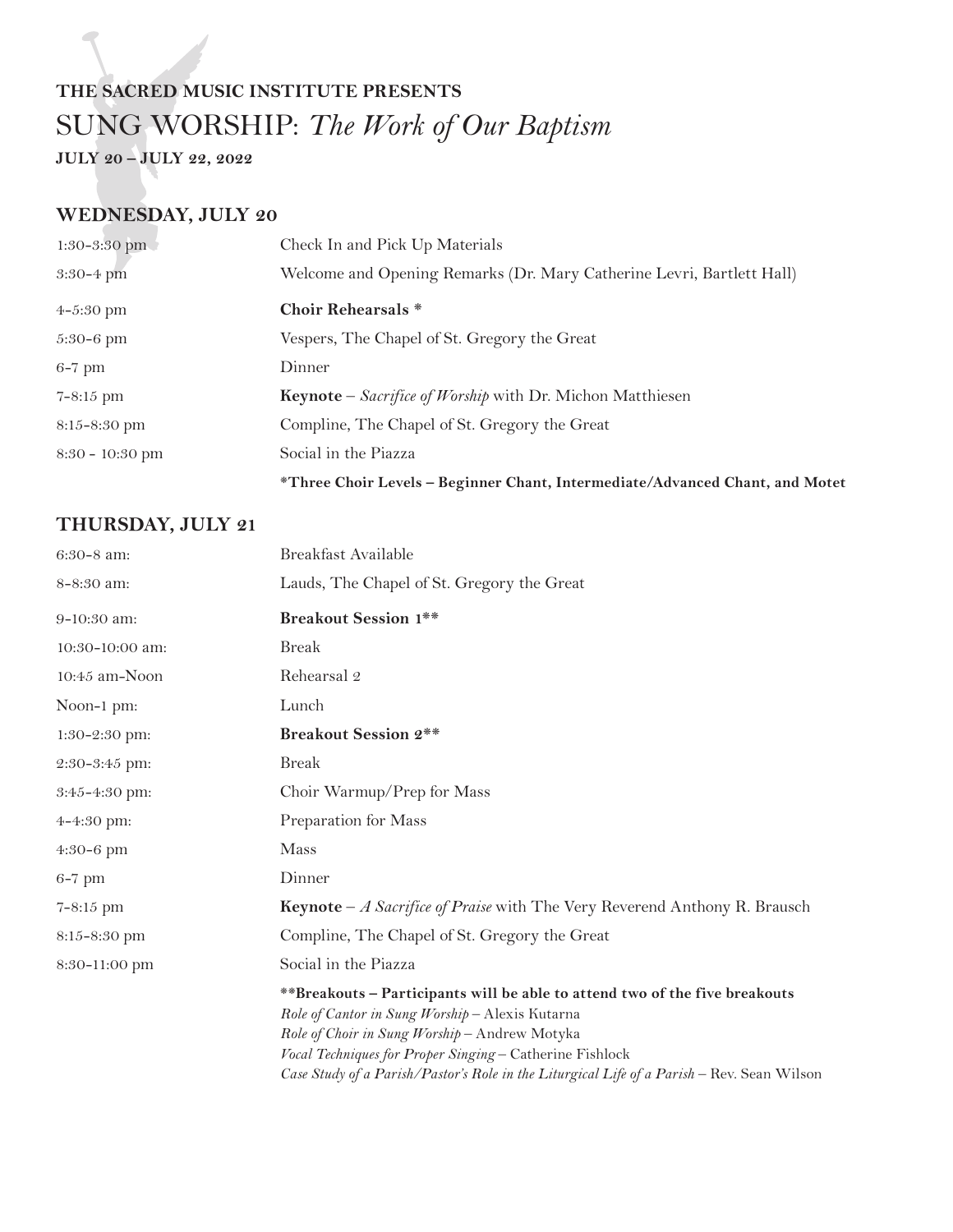**THE SACRED MUSIC INSTITUTE PRESENTS**

# SUNG WORSHIP: *The Work of Our Baptism*

**JULY 20 – JULY 22, 2022**

## WEDNESDAY, JULY 20

| | |
|---|---|
| 1:30-3:30 pm | Check In and Pick Up Materials |
| 3:30-4 pm | Welcome and Opening Remarks (Dr. Mary Catherine Levri, Bartlett Hall) |
| 4-5:30 pm | **Choir Rehearsals \*** |
| 5:30-6 pm | Vespers, The Chapel of St. Gregory the Great |
| 6-7 pm | Dinner |
| 7-8:15 pm | **Keynote** – *Sacrifice of Worship* with Dr. Michon Matthiesen |
| 8:15-8:30 pm | Compline, The Chapel of St. Gregory the Great |
| 8:30 - 10:30 pm | Social in the Piazza |

**\*Three Choir Levels – Beginner Chant, Intermediate/Advanced Chant, and Motet**

## THURSDAY, JULY 21

| | |
|---|---|
| 6:30-8 am: | Breakfast Available |
| 8-8:30 am: | Lauds, The Chapel of St. Gregory the Great |
| 9-10:30 am: | **Breakout Session 1\*\*** |
| 10:30-10:00 am: | Break |
| 10:45 am-Noon | Rehearsal 2 |
| Noon-1 pm: | Lunch |
| 1:30-2:30 pm: | **Breakout Session 2\*\*** |
| 2:30-3:45 pm: | Break |
| 3:45-4:30 pm: | Choir Warmup/Prep for Mass |
| 4-4:30 pm: | Preparation for Mass |
| 4:30-6 pm | Mass |
| 6-7 pm | Dinner |
| 7-8:15 pm | **Keynote** – *A Sacrifice of Praise* with The Very Reverend Anthony R. Brausch |
| 8:15-8:30 pm | Compline, The Chapel of St. Gregory the Great |
| 8:30-11:00 pm | Social in the Piazza |

**\*\*Breakouts – Participants will be able to attend two of the five breakouts**

*Role of Cantor in Sung Worship* – Alexis Kutarna
*Role of Choir in Sung Worship* – Andrew Motyka
*Vocal Techniques for Proper Singing* – Catherine Fishlock
*Case Study of a Parish/Pastor's Role in the Liturgical Life of a Parish* – Rev. Sean Wilson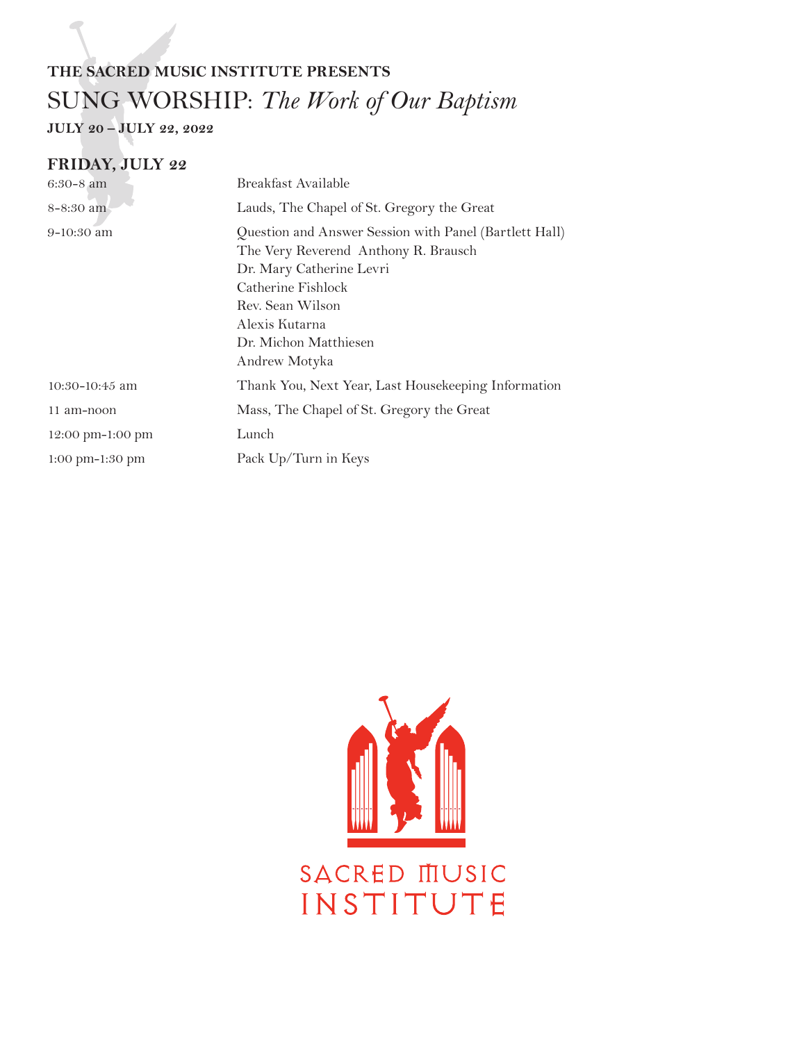**THE SACRED MUSIC INSTITUTE PRESENTS**

# SUNG WORSHIP: *The Work of Our Baptism*

**JULY 20 – JULY 22, 2022**

## FRIDAY, JULY 22

| | |
|---|---|
| 6:30-8 am | Breakfast Available |
| 8-8:30 am | Lauds, The Chapel of St. Gregory the Great |
| 9-10:30 am | Question and Answer Session with Panel (Bartlett Hall)<br>The Very Reverend Anthony R. Brausch<br>Dr. Mary Catherine Levri<br>Catherine Fishlock<br>Rev. Sean Wilson<br>Alexis Kutarna<br>Dr. Michon Matthiesen<br>Andrew Motyka |
| 10:30-10:45 am | Thank You, Next Year, Last Housekeeping Information |
| 11 am-noon | Mass, The Chapel of St. Gregory the Great |
| 12:00 pm-1:00 pm | Lunch |
| 1:00 pm-1:30 pm | Pack Up/Turn in Keys |

SACRED MUSIC
INSTITUTE